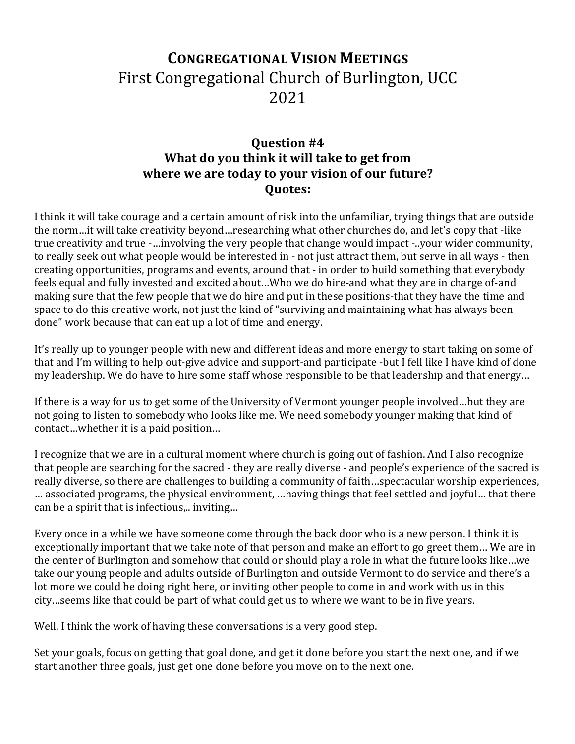# CONGREGATIONAL VISION MEETINGS

## First Congregational Church of Burlington, UCC

## 2021

### Question #4

### What do you think it will take to get from where we are today to your vision of our future?

### Quotes:

I think it will take courage and a certain amount of risk into the unfamiliar, trying things that are outside the norm…it will take creativity beyond…researching what other churches do, and let's copy that -like true creativity and true -…involving the very people that change would impact -..your wider community, to really seek out what people would be interested in - not just attract them, but serve in all ways - then creating opportunities, programs and events, around that - in order to build something that everybody feels equal and fully invested and excited about…Who we do hire-and what they are in charge of-and making sure that the few people that we do hire and put in these positions-that they have the time and space to do this creative work, not just the kind of "surviving and maintaining what has always been done" work because that can eat up a lot of time and energy.

It's really up to younger people with new and different ideas and more energy to start taking on some of that and I'm willing to help out-give advice and support-and participate -but I fell like I have kind of done my leadership. We do have to hire some staff whose responsible to be that leadership and that energy…

If there is a way for us to get some of the University of Vermont younger people involved…but they are not going to listen to somebody who looks like me. We need somebody younger making that kind of contact…whether it is a paid position…

I recognize that we are in a cultural moment where church is going out of fashion. And I also recognize that people are searching for the sacred - they are really diverse - and people's experience of the sacred is really diverse, so there are challenges to building a community of faith…spectacular worship experiences, … associated programs, the physical environment, …having things that feel settled and joyful… that there can be a spirit that is infectious,.. inviting…

Every once in a while we have someone come through the back door who is a new person. I think it is exceptionally important that we take note of that person and make an effort to go greet them… We are in the center of Burlington and somehow that could or should play a role in what the future looks like…we take our young people and adults outside of Burlington and outside Vermont to do service and there's a lot more we could be doing right here, or inviting other people to come in and work with us in this city…seems like that could be part of what could get us to where we want to be in five years.

Well, I think the work of having these conversations is a very good step.

Set your goals, focus on getting that goal done, and get it done before you start the next one, and if we start another three goals, just get one done before you move on to the next one.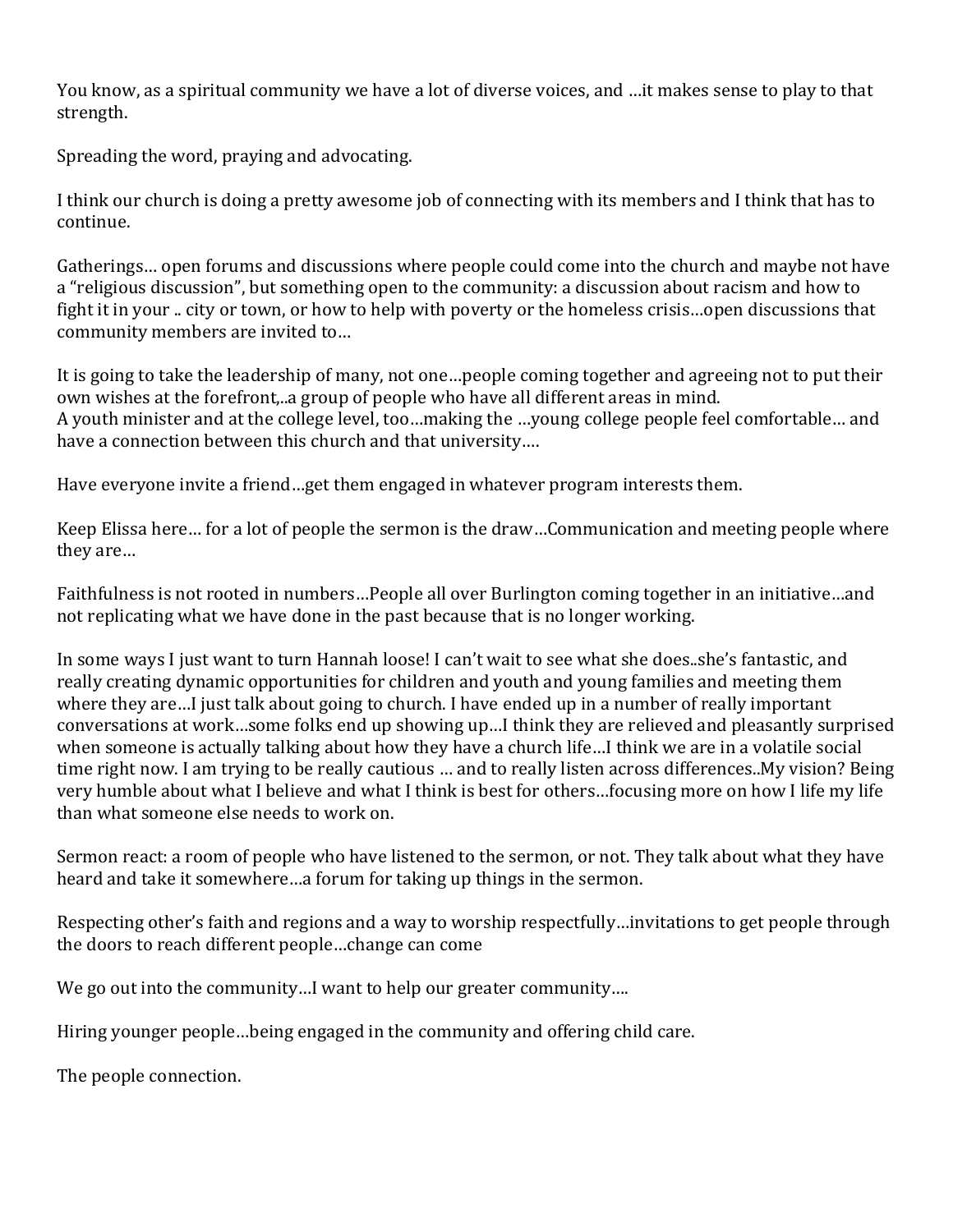You know, as a spiritual community we have a lot of diverse voices, and …it makes sense to play to that strength.

Spreading the word, praying and advocating.

I think our church is doing a pretty awesome job of connecting with its members and I think that has to continue.

Gatherings… open forums and discussions where people could come into the church and maybe not have a "religious discussion", but something open to the community: a discussion about racism and how to fight it in your .. city or town, or how to help with poverty or the homeless crisis…open discussions that community members are invited to…

It is going to take the leadership of many, not one…people coming together and agreeing not to put their own wishes at the forefront,..a group of people who have all different areas in mind.
A youth minister and at the college level, too…making the …young college people feel comfortable… and have a connection between this church and that university….

Have everyone invite a friend…get them engaged in whatever program interests them.

Keep Elissa here… for a lot of people the sermon is the draw…Communication and meeting people where they are…

Faithfulness is not rooted in numbers…People all over Burlington coming together in an initiative…and not replicating what we have done in the past because that is no longer working.

In some ways I just want to turn Hannah loose! I can't wait to see what she does..she's fantastic, and really creating dynamic opportunities for children and youth and young families and meeting them where they are…I just talk about going to church. I have ended up in a number of really important conversations at work…some folks end up showing up…I think they are relieved and pleasantly surprised when someone is actually talking about how they have a church life…I think we are in a volatile social time right now. I am trying to be really cautious … and to really listen across differences..My vision? Being very humble about what I believe and what I think is best for others…focusing more on how I life my life than what someone else needs to work on.

Sermon react: a room of people who have listened to the sermon, or not. They talk about what they have heard and take it somewhere…a forum for taking up things in the sermon.

Respecting other's faith and regions and a way to worship respectfully…invitations to get people through the doors to reach different people…change can come

We go out into the community…I want to help our greater community….

Hiring younger people…being engaged in the community and offering child care.

The people connection.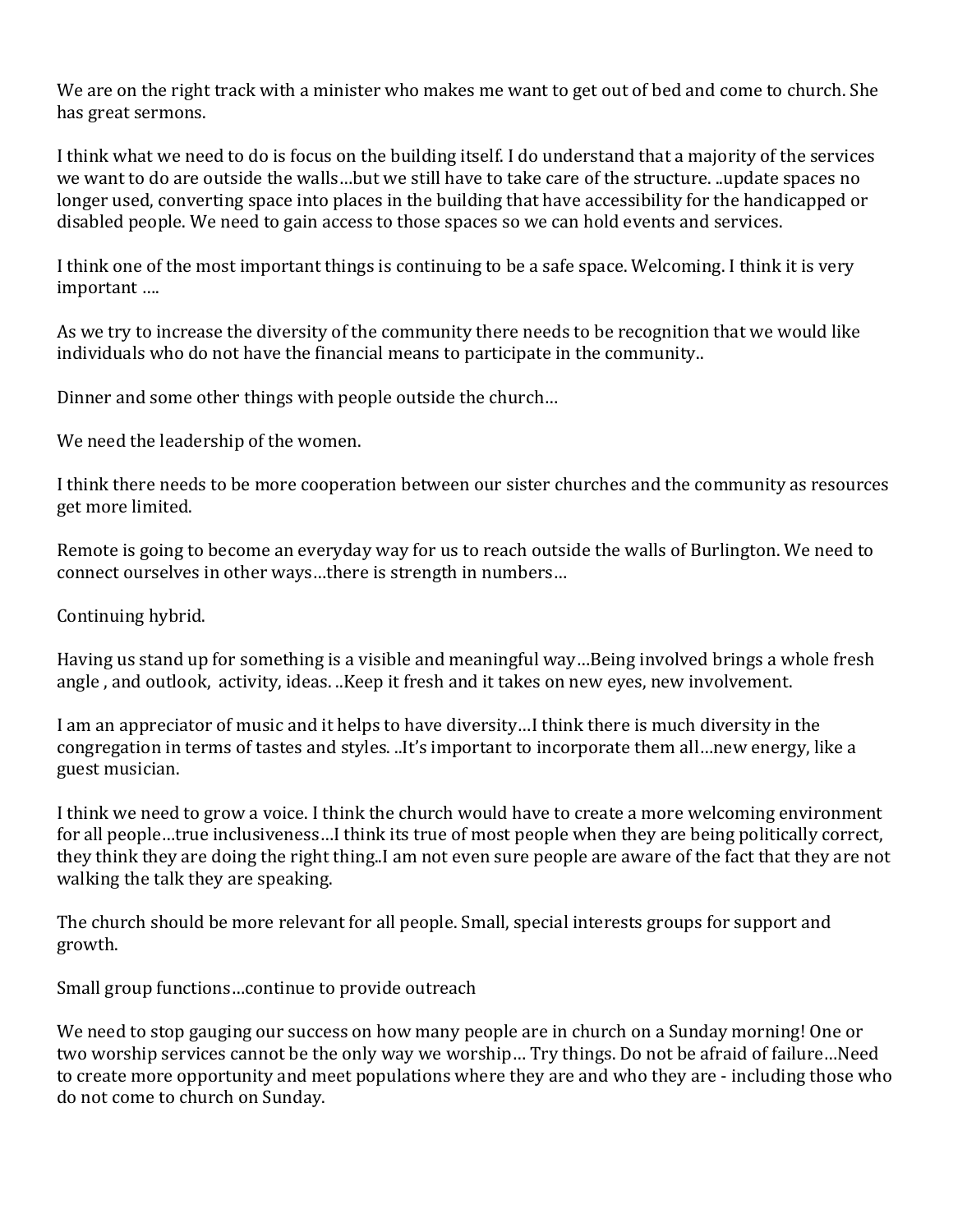We are on the right track with a minister who makes me want to get out of bed and come to church. She has great sermons.

I think what we need to do is focus on the building itself. I do understand that a majority of the services we want to do are outside the walls…but we still have to take care of the structure. ..update spaces no longer used, converting space into places in the building that have accessibility for the handicapped or disabled people. We need to gain access to those spaces so we can hold events and services.

I think one of the most important things is continuing to be a safe space. Welcoming. I think it is very important ….

As we try to increase the diversity of the community there needs to be recognition that we would like individuals who do not have the financial means to participate in the community..

Dinner and some other things with people outside the church…

We need the leadership of the women.

I think there needs to be more cooperation between our sister churches and the community as resources get more limited.

Remote is going to become an everyday way for us to reach outside the walls of Burlington. We need to connect ourselves in other ways…there is strength in numbers…

Continuing hybrid.

Having us stand up for something is a visible and meaningful way…Being involved brings a whole fresh angle , and outlook, activity, ideas. ..Keep it fresh and it takes on new eyes, new involvement.

I am an appreciator of music and it helps to have diversity…I think there is much diversity in the congregation in terms of tastes and styles. ..It's important to incorporate them all…new energy, like a guest musician.

I think we need to grow a voice. I think the church would have to create a more welcoming environment for all people…true inclusiveness…I think its true of most people when they are being politically correct, they think they are doing the right thing..I am not even sure people are aware of the fact that they are not walking the talk they are speaking.

The church should be more relevant for all people. Small, special interests groups for support and growth.

Small group functions…continue to provide outreach

We need to stop gauging our success on how many people are in church on a Sunday morning! One or two worship services cannot be the only way we worship… Try things. Do not be afraid of failure…Need to create more opportunity and meet populations where they are and who they are - including those who do not come to church on Sunday.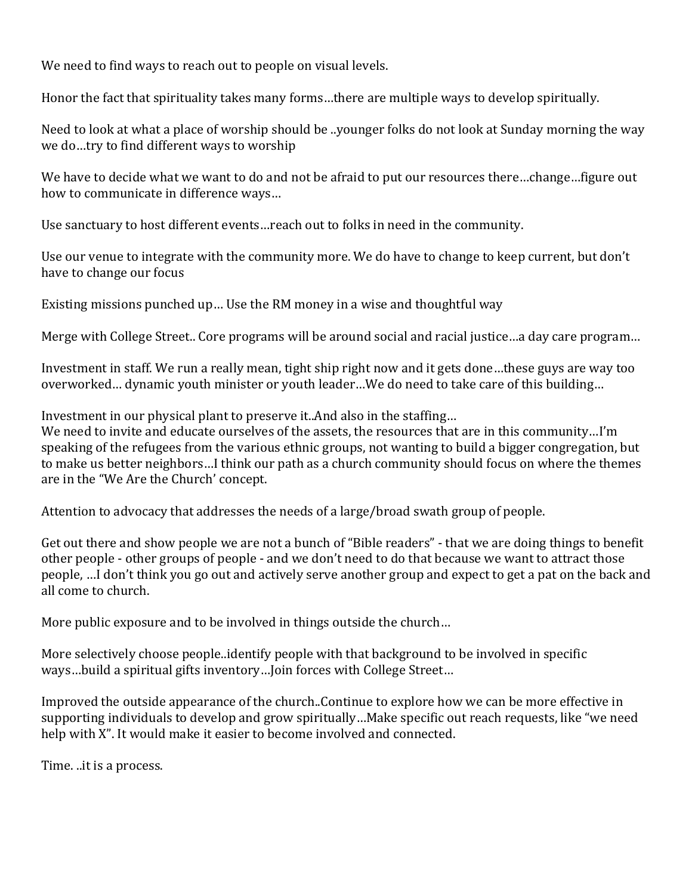We need to find ways to reach out to people on visual levels.

Honor the fact that spirituality takes many forms…there are multiple ways to develop spiritually.

Need to look at what a place of worship should be ..younger folks do not look at Sunday morning the way we do…try to find different ways to worship

We have to decide what we want to do and not be afraid to put our resources there…change…figure out how to communicate in difference ways…

Use sanctuary to host different events…reach out to folks in need in the community.

Use our venue to integrate with the community more. We do have to change to keep current, but don't have to change our focus

Existing missions punched up… Use the RM money in a wise and thoughtful way

Merge with College Street.. Core programs will be around social and racial justice…a day care program…

Investment in staff. We run a really mean, tight ship right now and it gets done…these guys are way too overworked… dynamic youth minister or youth leader…We do need to take care of this building…

Investment in our physical plant to preserve it..And also in the staffing…
We need to invite and educate ourselves of the assets, the resources that are in this community…I'm speaking of the refugees from the various ethnic groups, not wanting to build a bigger congregation, but to make us better neighbors…I think our path as a church community should focus on where the themes are in the "We Are the Church' concept.

Attention to advocacy that addresses the needs of a large/broad swath group of people.

Get out there and show people we are not a bunch of "Bible readers" - that we are doing things to benefit other people - other groups of people - and we don't need to do that because we want to attract those people, …I don't think you go out and actively serve another group and expect to get a pat on the back and all come to church.

More public exposure and to be involved in things outside the church…

More selectively choose people..identify people with that background to be involved in specific ways…build a spiritual gifts inventory…Join forces with College Street…

Improved the outside appearance of the church..Continue to explore how we can be more effective in supporting individuals to develop and grow spiritually…Make specific out reach requests, like "we need help with X". It would make it easier to become involved and connected.

Time. ..it is a process.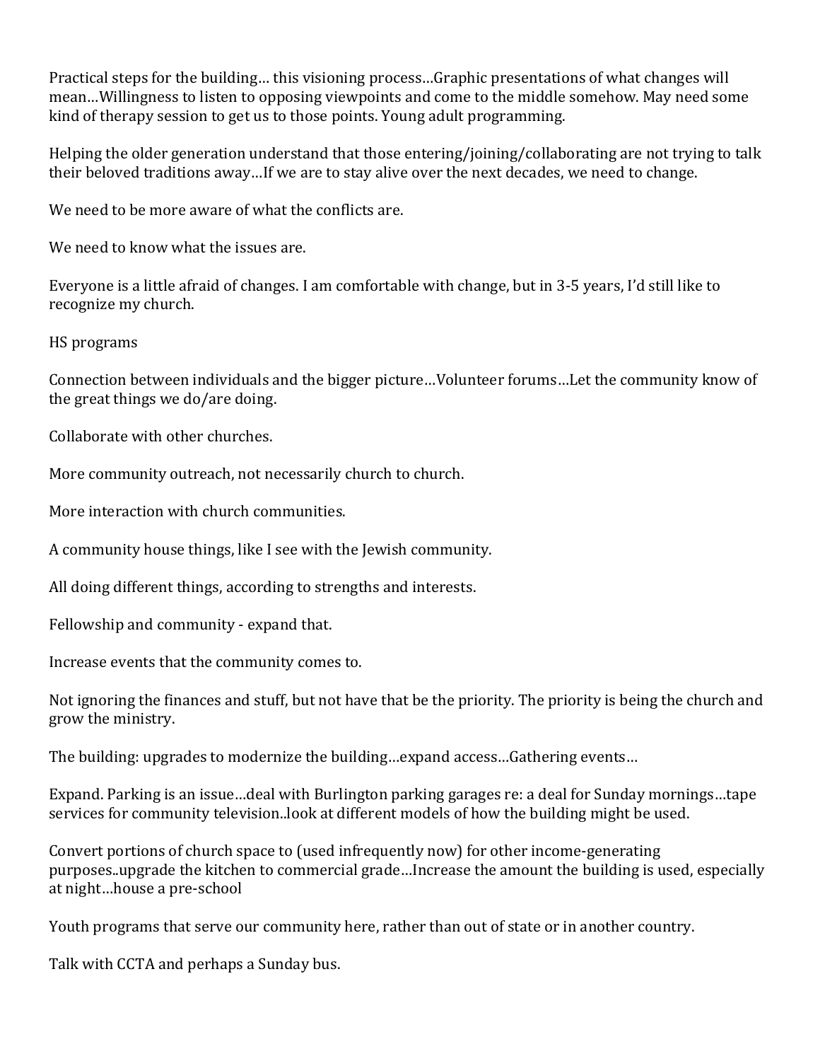Practical steps for the building… this visioning process…Graphic presentations of what changes will mean…Willingness to listen to opposing viewpoints and come to the middle somehow. May need some kind of therapy session to get us to those points. Young adult programming.

Helping the older generation understand that those entering/joining/collaborating are not trying to talk their beloved traditions away…If we are to stay alive over the next decades, we need to change.

We need to be more aware of what the conflicts are.

We need to know what the issues are.

Everyone is a little afraid of changes. I am comfortable with change, but in 3-5 years, I'd still like to recognize my church.

HS programs

Connection between individuals and the bigger picture…Volunteer forums…Let the community know of the great things we do/are doing.

Collaborate with other churches.

More community outreach, not necessarily church to church.

More interaction with church communities.

A community house things, like I see with the Jewish community.

All doing different things, according to strengths and interests.

Fellowship and community - expand that.

Increase events that the community comes to.

Not ignoring the finances and stuff, but not have that be the priority. The priority is being the church and grow the ministry.

The building: upgrades to modernize the building…expand access…Gathering events…

Expand. Parking is an issue…deal with Burlington parking garages re: a deal for Sunday mornings…tape services for community television..look at different models of how the building might be used.

Convert portions of church space to (used infrequently now) for other income-generating purposes..upgrade the kitchen to commercial grade…Increase the amount the building is used, especially at night…house a pre-school

Youth programs that serve our community here, rather than out of state or in another country.

Talk with CCTA and perhaps a Sunday bus.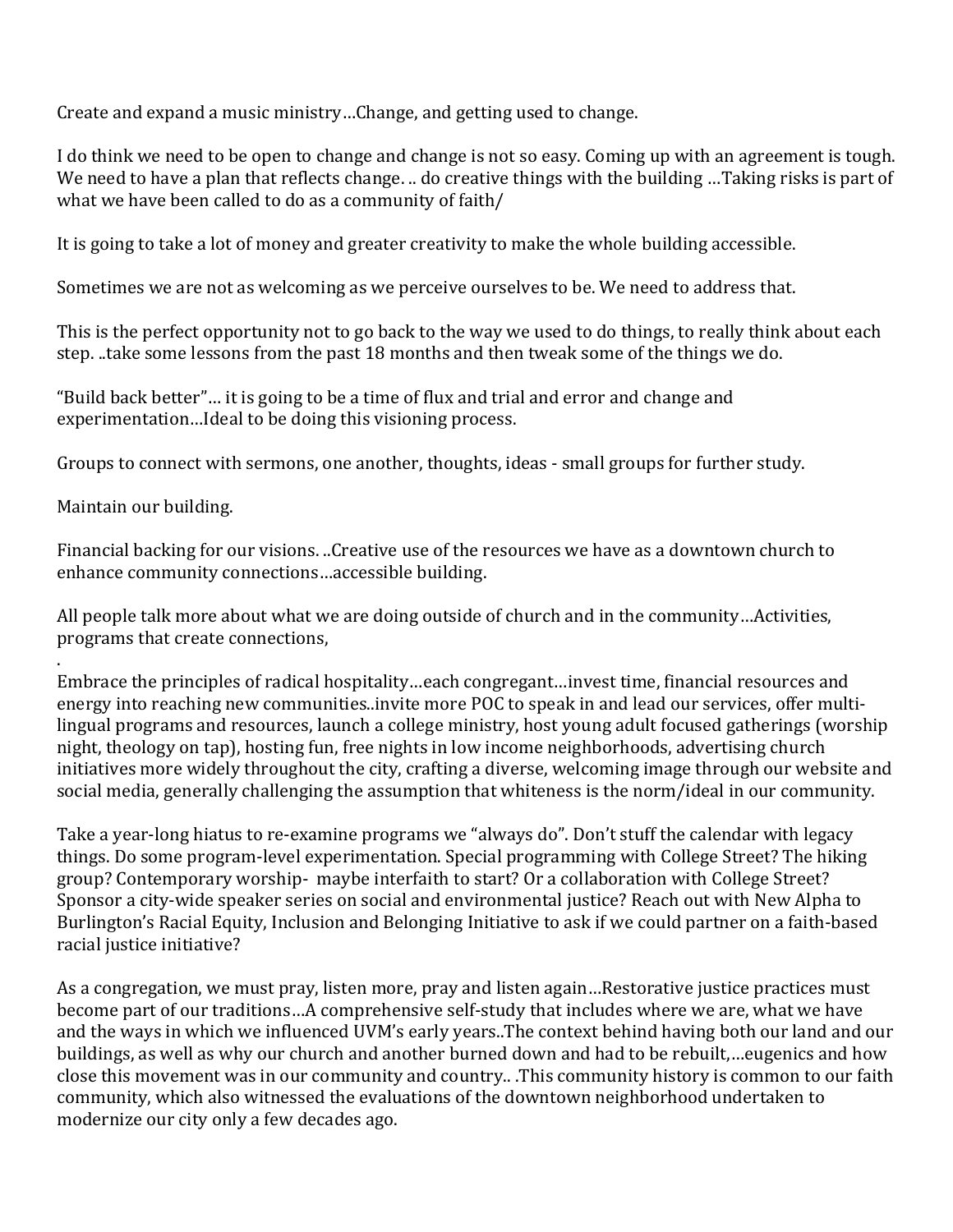Create and expand a music ministry…Change, and getting used to change.

I do think we need to be open to change and change is not so easy. Coming up with an agreement is tough. We need to have a plan that reflects change. .. do creative things with the building …Taking risks is part of what we have been called to do as a community of faith/

It is going to take a lot of money and greater creativity to make the whole building accessible.

Sometimes we are not as welcoming as we perceive ourselves to be. We need to address that.

This is the perfect opportunity not to go back to the way we used to do things, to really think about each step. ..take some lessons from the past 18 months and then tweak some of the things we do.

“Build back better”… it is going to be a time of flux and trial and error and change and experimentation…Ideal to be doing this visioning process.

Groups to connect with sermons, one another, thoughts, ideas - small groups for further study.

Maintain our building.

Financial backing for our visions. ..Creative use of the resources we have as a downtown church to enhance community connections…accessible building.

All people talk more about what we are doing outside of church and in the community…Activities, programs that create connections,

.

Embrace the principles of radical hospitality…each congregant…invest time, financial resources and energy into reaching new communities..invite more POC to speak in and lead our services, offer multi-lingual programs and resources, launch a college ministry, host young adult focused gatherings (worship night, theology on tap), hosting fun, free nights in low income neighborhoods, advertising church initiatives more widely throughout the city, crafting a diverse, welcoming image through our website and social media, generally challenging the assumption that whiteness is the norm/ideal in our community.

Take a year-long hiatus to re-examine programs we “always do”. Don’t stuff the calendar with legacy things. Do some program-level experimentation. Special programming with College Street? The hiking group? Contemporary worship- maybe interfaith to start? Or a collaboration with College Street? Sponsor a city-wide speaker series on social and environmental justice? Reach out with New Alpha to Burlington’s Racial Equity, Inclusion and Belonging Initiative to ask if we could partner on a faith-based racial justice initiative?

As a congregation, we must pray, listen more, pray and listen again…Restorative justice practices must become part of our traditions…A comprehensive self-study that includes where we are, what we have and the ways in which we influenced UVM’s early years..The context behind having both our land and our buildings, as well as why our church and another burned down and had to be rebuilt,…eugenics and how close this movement was in our community and country.. .This community history is common to our faith community, which also witnessed the evaluations of the downtown neighborhood undertaken to modernize our city only a few decades ago.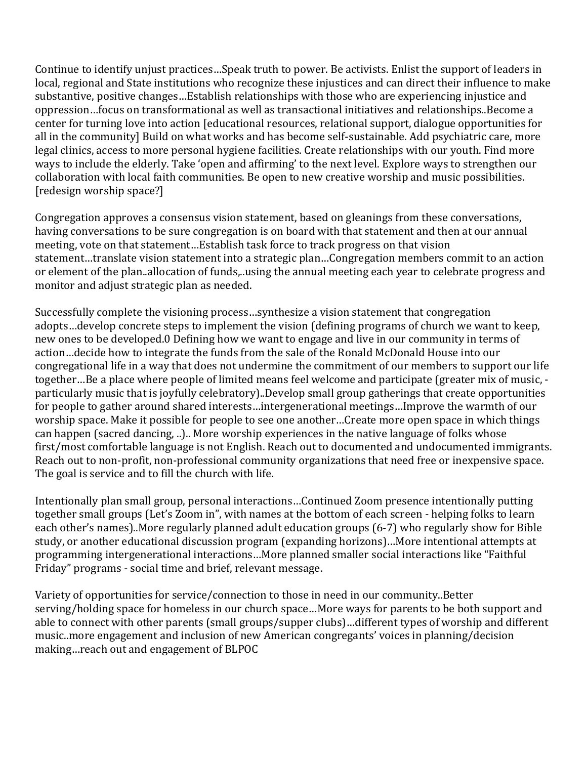Continue to identify unjust practices…Speak truth to power. Be activists. Enlist the support of leaders in local, regional and State institutions who recognize these injustices and can direct their influence to make substantive, positive changes…Establish relationships with those who are experiencing injustice and oppression…focus on transformational as well as transactional initiatives and relationships..Become a center for turning love into action [educational resources, relational support, dialogue opportunities for all in the community] Build on what works and has become self-sustainable. Add psychiatric care, more legal clinics, access to more personal hygiene facilities. Create relationships with our youth. Find more ways to include the elderly. Take 'open and affirming' to the next level. Explore ways to strengthen our collaboration with local faith communities. Be open to new creative worship and music possibilities. [redesign worship space?]

Congregation approves a consensus vision statement, based on gleanings from these conversations, having conversations to be sure congregation is on board with that statement and then at our annual meeting, vote on that statement…Establish task force to track progress on that vision statement…translate vision statement into a strategic plan…Congregation members commit to an action or element of the plan..allocation of funds,..using the annual meeting each year to celebrate progress and monitor and adjust strategic plan as needed.

Successfully complete the visioning process…synthesize a vision statement that congregation adopts…develop concrete steps to implement the vision (defining programs of church we want to keep, new ones to be developed.0 Defining how we want to engage and live in our community in terms of action…decide how to integrate the funds from the sale of the Ronald McDonald House into our congregational life in a way that does not undermine the commitment of our members to support our life together…Be a place where people of limited means feel welcome and participate (greater mix of music, - particularly music that is joyfully celebratory)..Develop small group gatherings that create opportunities for people to gather around shared interests…intergenerational meetings…Improve the warmth of our worship space. Make it possible for people to see one another…Create more open space in which things can happen (sacred dancing, ..).. More worship experiences in the native language of folks whose first/most comfortable language is not English. Reach out to documented and undocumented immigrants. Reach out to non-profit, non-professional community organizations that need free or inexpensive space. The goal is service and to fill the church with life.

Intentionally plan small group, personal interactions…Continued Zoom presence intentionally putting together small groups (Let's Zoom in", with names at the bottom of each screen - helping folks to learn each other's names)..More regularly planned adult education groups (6-7) who regularly show for Bible study, or another educational discussion program (expanding horizons)…More intentional attempts at programming intergenerational interactions…More planned smaller social interactions like "Faithful Friday" programs - social time and brief, relevant message.

Variety of opportunities for service/connection to those in need in our community..Better serving/holding space for homeless in our church space…More ways for parents to be both support and able to connect with other parents (small groups/supper clubs)…different types of worship and different music..more engagement and inclusion of new American congregants' voices in planning/decision making…reach out and engagement of BLPOC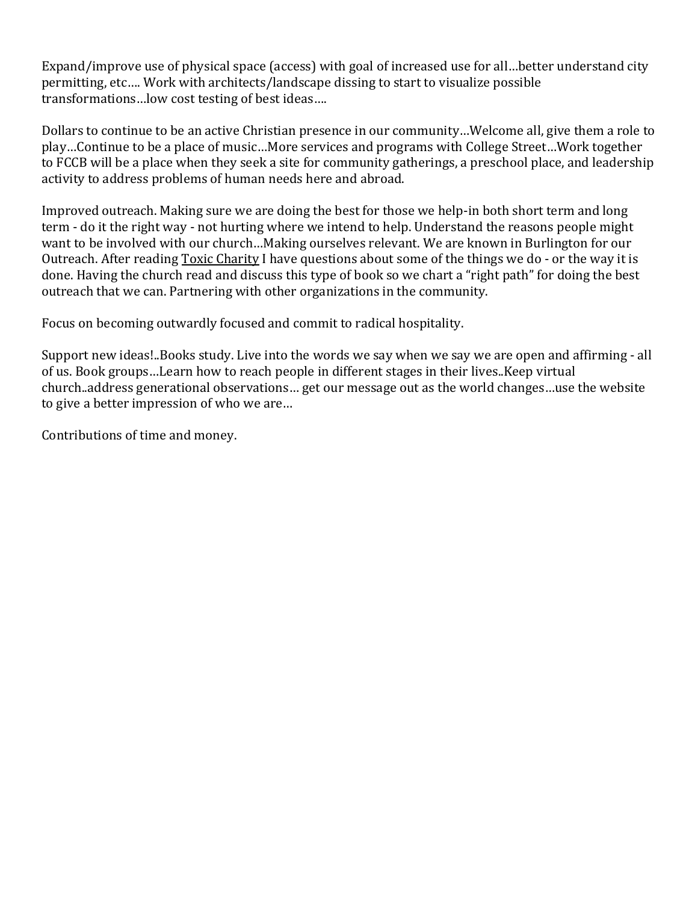Expand/improve use of physical space (access) with goal of increased use for all…better understand city permitting, etc…. Work with architects/landscape dissing to start to visualize possible transformations…low cost testing of best ideas….

Dollars to continue to be an active Christian presence in our community…Welcome all, give them a role to play…Continue to be a place of music…More services and programs with College Street…Work together to FCCB will be a place when they seek a site for community gatherings, a preschool place, and leadership activity to address problems of human needs here and abroad.

Improved outreach. Making sure we are doing the best for those we help-in both short term and long term - do it the right way - not hurting where we intend to help. Understand the reasons people might want to be involved with our church…Making ourselves relevant. We are known in Burlington for our Outreach. After reading Toxic Charity I have questions about some of the things we do - or the way it is done. Having the church read and discuss this type of book so we chart a "right path" for doing the best outreach that we can. Partnering with other organizations in the community.

Focus on becoming outwardly focused and commit to radical hospitality.

Support new ideas!..Books study. Live into the words we say when we say we are open and affirming - all of us. Book groups…Learn how to reach people in different stages in their lives..Keep virtual church..address generational observations… get our message out as the world changes…use the website to give a better impression of who we are…

Contributions of time and money.